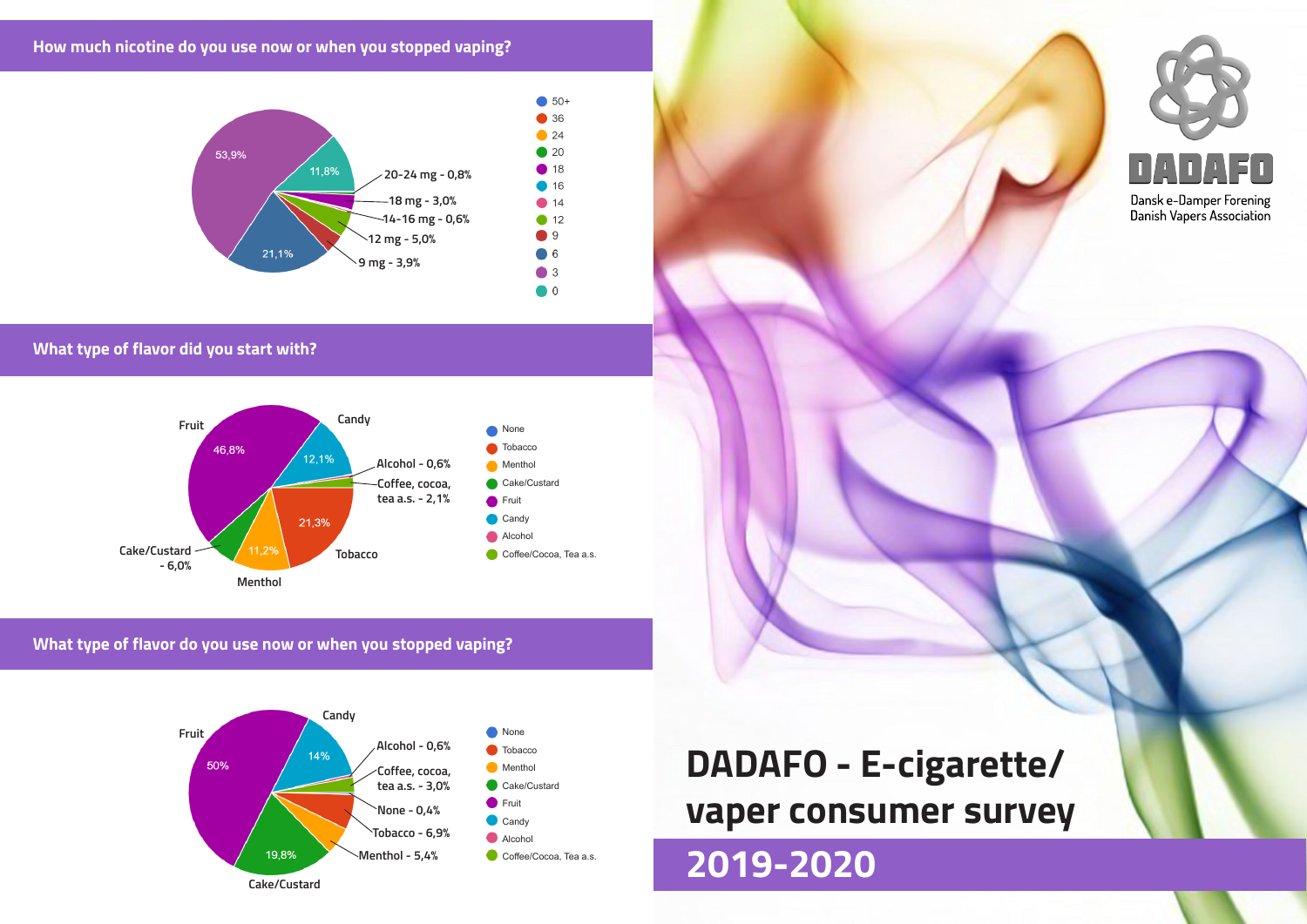## How much nicotine do you use now or when you stopped vaping?

53,9%

11,8%

21,1%

20-24 mg - 0,8%

18 mg - 3,0%

14-16 mg - 0,6%

12 mg - 5,0%

9 mg - 3,9%

- 50+
- 36
- 24
- 20
- 18
- 16
- 14
- 12
- 9
- 6
- 3
- 0

## What type of flavor did you start with?

Fruit 46,8%

Candy 12,1%

Alcohol - 0,6%

Coffee, cocoa, tea a.s. - 2,1%

Tobacco 21,3%

Menthol 11,2%

Cake/Custard - 6,0%

- None
- Tobacco
- Menthol
- Cake/Custard
- Fruit
- Candy
- Alcohol
- Coffee/Cocoa, Tea a.s.

## What type of flavor do you use now or when you stopped vaping?

Fruit 50%

Candy 14%

Alcohol - 0,6%

Coffee, cocoa, tea a.s. - 3,0%

None - 0,4%

Tobacco - 6,9%

Menthol - 5,4%

Cake/Custard 19,8%

- None
- Tobacco
- Menthol
- Cake/Custard
- Fruit
- Candy
- Alcohol
- Coffee/Cocoa, Tea a.s.

DADAFO

Dansk e-Damper Forening
Danish Vapers Association

# DADAFO - E-cigarette/ vaper consumer survey

## 2019-2020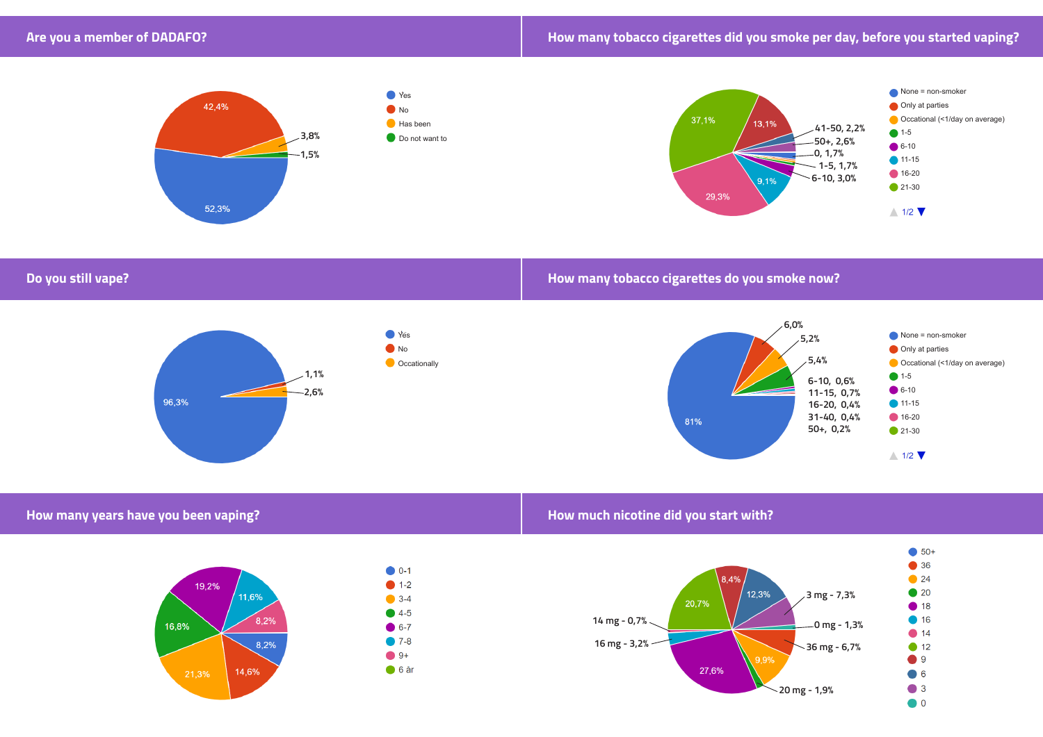## Are you a member of DADAFO?

42,4%
3,8%
1,5%
52,3%

- Yes
- No
- Has been
- Do not want to

## How many tobacco cigarettes did you smoke per day, before you started vaping?

37,1%
13,1%
41-50, 2,2%
50+, 2,6%
0, 1,7%
1-5, 1,7%
6-10, 3,0%
9,1%
29,3%

- None = non-smoker
- Only at parties
- Occational (<1/day on average)
- 1-5
- 6-10
- 11-15
- 16-20
- 21-30

1/2

## Do you still vape?

96,3%
1,1%
2,6%

- Yes
- No
- Occationally

## How many tobacco cigarettes do you smoke now?

6,0%
5,2%
5,4%
6-10, 0,6%
11-15, 0,7%
16-20, 0,4%
31-40, 0,4%
50+, 0,2%
81%

- None = non-smoker
- Only at parties
- Occational (<1/day on average)
- 1-5
- 6-10
- 11-15
- 16-20
- 21-30

1/2

## How many years have you been vaping?

19,2%
11,6%
8,2%
8,2%
16,8%
21,3%
14,6%

- 0-1
- 1-2
- 3-4
- 4-5
- 6-7
- 7-8
- 9+
- 6 år

## How much nicotine did you start with?

8,4%
12,3%
3 mg - 7,3%
20,7%
14 mg - 0,7%
0 mg - 1,3%
16 mg - 3,2%
36 mg - 6,7%
9,9%
27,6%
20 mg - 1,9%

- 50+
- 36
- 24
- 20
- 18
- 16
- 14
- 12
- 9
- 6
- 3
- 0